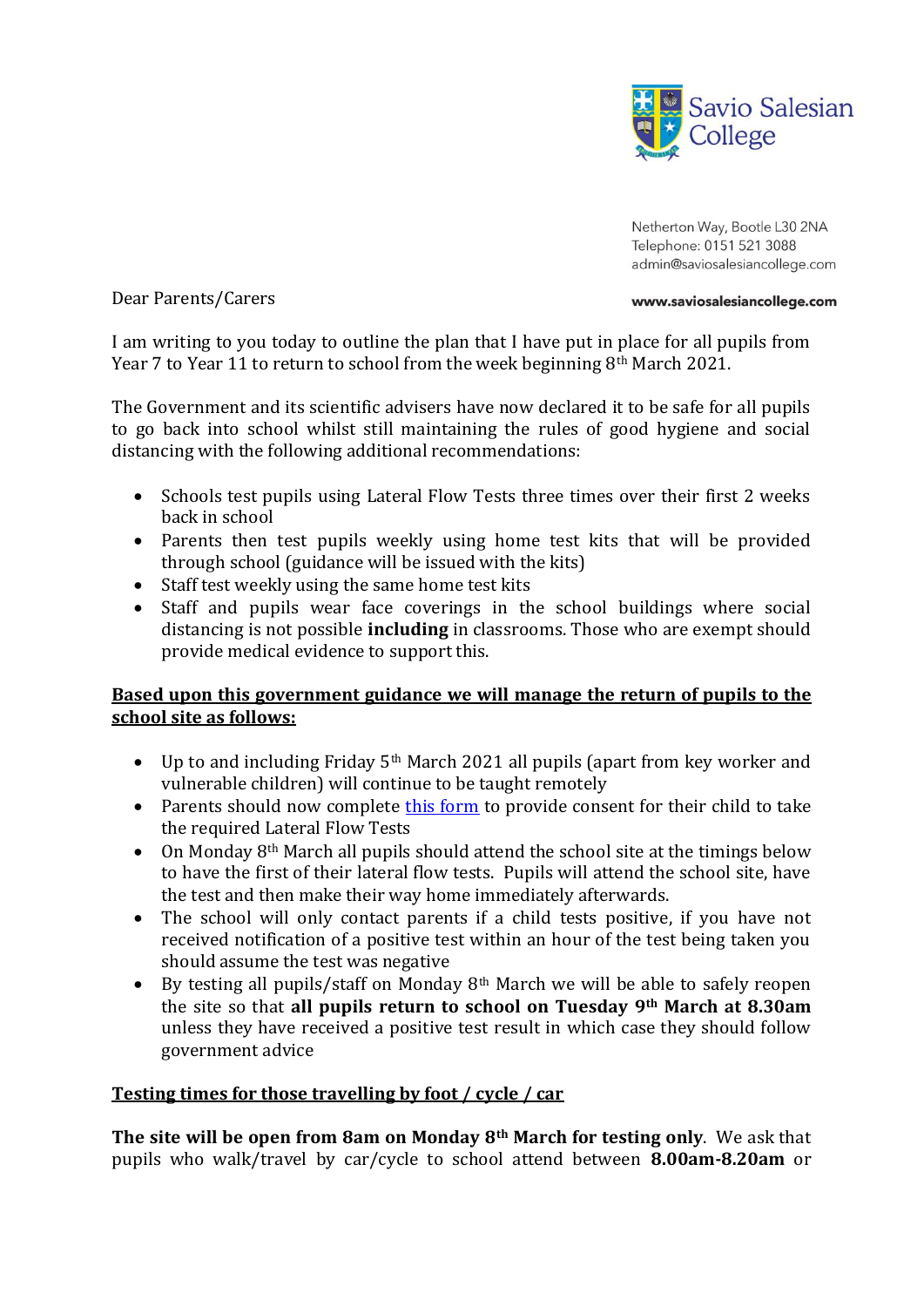Savio Salesian College

Netherton Way, Bootle L30 2NA
Telephone: 0151 521 3088
admin@saviosalesiancollege.com

www.saviosalesiancollege.com

Dear Parents/Carers

I am writing to you today to outline the plan that I have put in place for all pupils from Year 7 to Year 11 to return to school from the week beginning 8th March 2021.

The Government and its scientific advisers have now declared it to be safe for all pupils to go back into school whilst still maintaining the rules of good hygiene and social distancing with the following additional recommendations:

- Schools test pupils using Lateral Flow Tests three times over their first 2 weeks back in school
- Parents then test pupils weekly using home test kits that will be provided through school (guidance will be issued with the kits)
- Staff test weekly using the same home test kits
- Staff and pupils wear face coverings in the school buildings where social distancing is not possible **including** in classrooms. Those who are exempt should provide medical evidence to support this.

**Based upon this government guidance we will manage the return of pupils to the school site as follows:**

- Up to and including Friday 5th March 2021 all pupils (apart from key worker and vulnerable children) will continue to be taught remotely
- Parents should now complete [this form] to provide consent for their child to take the required Lateral Flow Tests
- On Monday 8th March all pupils should attend the school site at the timings below to have the first of their lateral flow tests. Pupils will attend the school site, have the test and then make their way home immediately afterwards.
- The school will only contact parents if a child tests positive, if you have not received notification of a positive test within an hour of the test being taken you should assume the test was negative
- By testing all pupils/staff on Monday 8th March we will be able to safely reopen the site so that **all pupils return to school on Tuesday 9th March at 8.30am** unless they have received a positive test result in which case they should follow government advice

**Testing times for those travelling by foot / cycle / car**

**The site will be open from 8am on Monday 8th March for testing only**. We ask that pupils who walk/travel by car/cycle to school attend between **8.00am-8.20am** or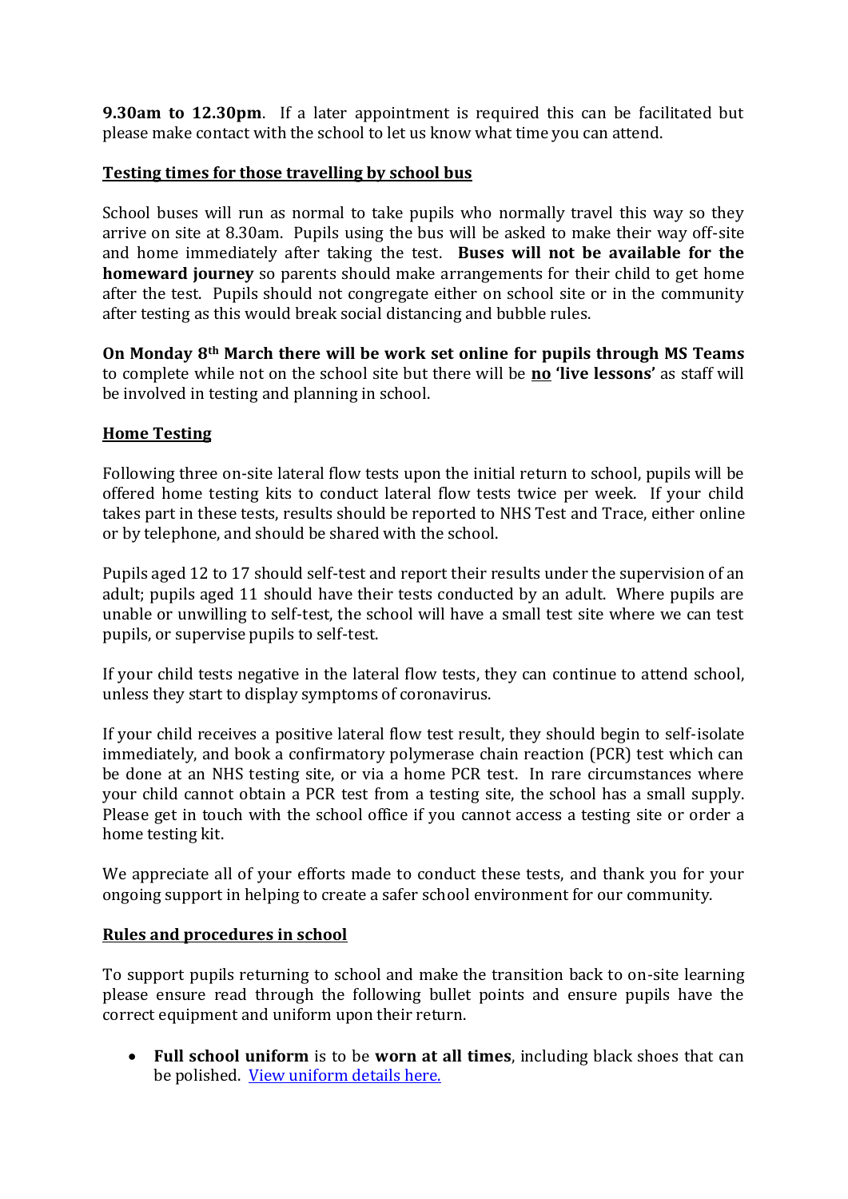**9.30am to 12.30pm**. If a later appointment is required this can be facilitated but please make contact with the school to let us know what time you can attend.

**Testing times for those travelling by school bus**

School buses will run as normal to take pupils who normally travel this way so they arrive on site at 8.30am. Pupils using the bus will be asked to make their way off-site and home immediately after taking the test. **Buses will not be available for the homeward journey** so parents should make arrangements for their child to get home after the test. Pupils should not congregate either on school site or in the community after testing as this would break social distancing and bubble rules.

**On Monday 8th March there will be work set online for pupils through MS Teams** to complete while not on the school site but there will be **no 'live lessons'** as staff will be involved in testing and planning in school.

**Home Testing**

Following three on-site lateral flow tests upon the initial return to school, pupils will be offered home testing kits to conduct lateral flow tests twice per week. If your child takes part in these tests, results should be reported to NHS Test and Trace, either online or by telephone, and should be shared with the school.

Pupils aged 12 to 17 should self-test and report their results under the supervision of an adult; pupils aged 11 should have their tests conducted by an adult. Where pupils are unable or unwilling to self-test, the school will have a small test site where we can test pupils, or supervise pupils to self-test.

If your child tests negative in the lateral flow tests, they can continue to attend school, unless they start to display symptoms of coronavirus.

If your child receives a positive lateral flow test result, they should begin to self-isolate immediately, and book a confirmatory polymerase chain reaction (PCR) test which can be done at an NHS testing site, or via a home PCR test. In rare circumstances where your child cannot obtain a PCR test from a testing site, the school has a small supply. Please get in touch with the school office if you cannot access a testing site or order a home testing kit.

We appreciate all of your efforts made to conduct these tests, and thank you for your ongoing support in helping to create a safer school environment for our community.

**Rules and procedures in school**

To support pupils returning to school and make the transition back to on-site learning please ensure read through the following bullet points and ensure pupils have the correct equipment and uniform upon their return.

- **Full school uniform** is to be **worn at all times**, including black shoes that can be polished. View uniform details here.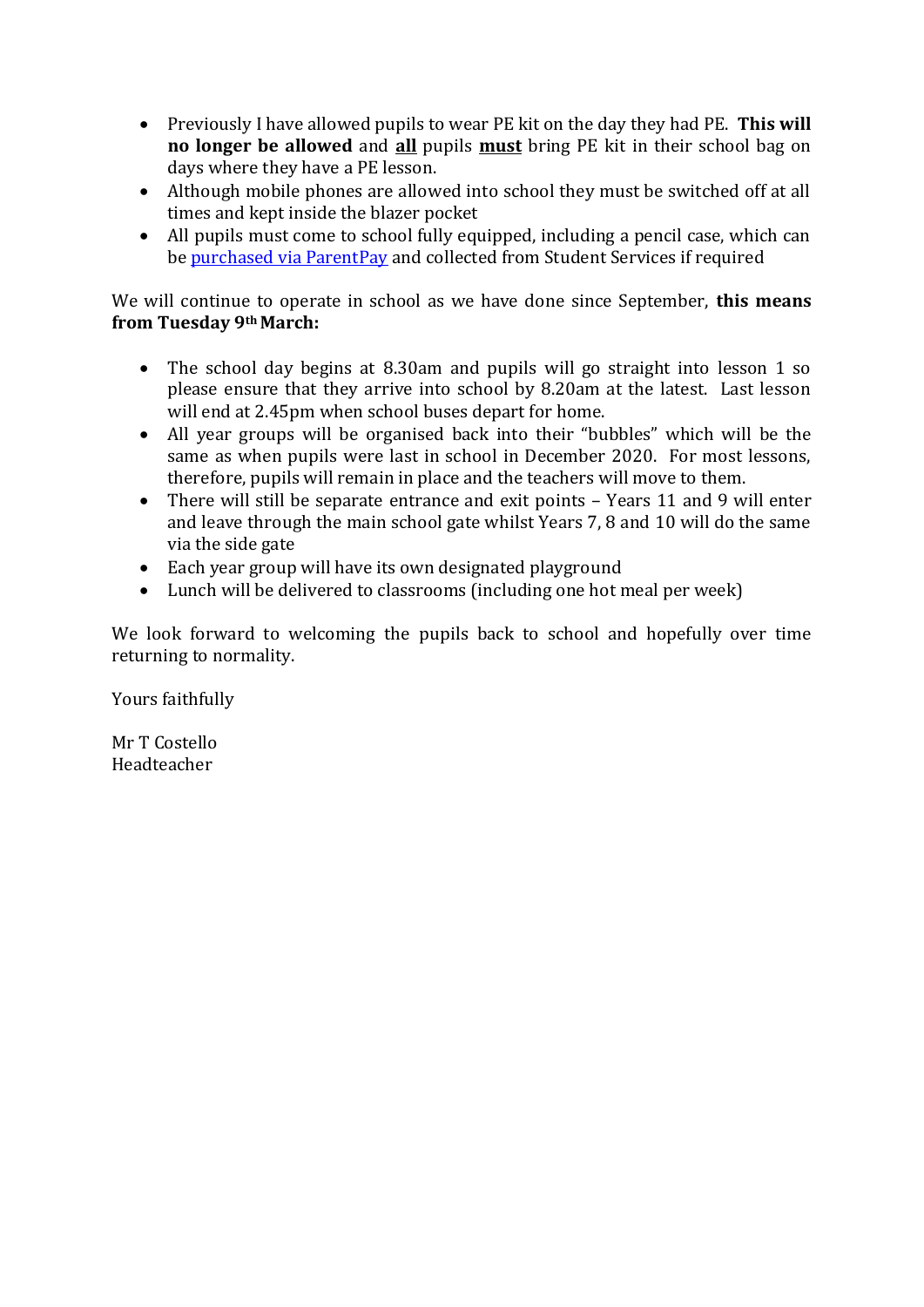- Previously I have allowed pupils to wear PE kit on the day they had PE. **This will no longer be allowed** and **<u>all</u>** pupils **<u>must</u>** bring PE kit in their school bag on days where they have a PE lesson.
- Although mobile phones are allowed into school they must be switched off at all times and kept inside the blazer pocket
- All pupils must come to school fully equipped, including a pencil case, which can be [purchased via ParentPay]() and collected from Student Services if required

We will continue to operate in school as we have done since September, **this means from Tuesday 9th March:**

- The school day begins at 8.30am and pupils will go straight into lesson 1 so please ensure that they arrive into school by 8.20am at the latest. Last lesson will end at 2.45pm when school buses depart for home.
- All year groups will be organised back into their "bubbles" which will be the same as when pupils were last in school in December 2020. For most lessons, therefore, pupils will remain in place and the teachers will move to them.
- There will still be separate entrance and exit points – Years 11 and 9 will enter and leave through the main school gate whilst Years 7, 8 and 10 will do the same via the side gate
- Each year group will have its own designated playground
- Lunch will be delivered to classrooms (including one hot meal per week)

We look forward to welcoming the pupils back to school and hopefully over time returning to normality.

Yours faithfully

Mr T Costello
Headteacher